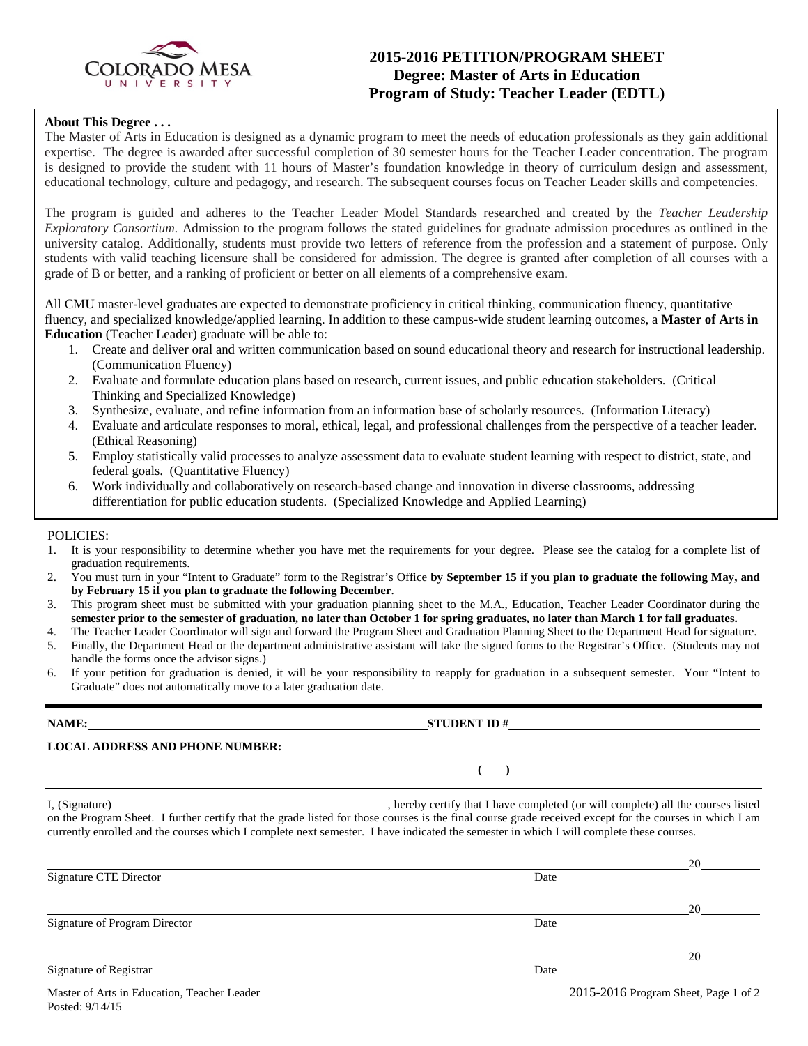# 2015-2016 PETITION/PROGRAM SHEET
## Degree: Master of Arts in Education
## Program of Study: Teacher Leader (EDTL)

**About This Degree . . .**

The Master of Arts in Education is designed as a dynamic program to meet the needs of education professionals as they gain additional expertise. The degree is awarded after successful completion of 30 semester hours for the Teacher Leader concentration. The program is designed to provide the student with 11 hours of Master's foundation knowledge in theory of curriculum design and assessment, educational technology, culture and pedagogy, and research. The subsequent courses focus on Teacher Leader skills and competencies.

The program is guided and adheres to the Teacher Leader Model Standards researched and created by the *Teacher Leadership Exploratory Consortium.* Admission to the program follows the stated guidelines for graduate admission procedures as outlined in the university catalog. Additionally, students must provide two letters of reference from the profession and a statement of purpose. Only students with valid teaching licensure shall be considered for admission. The degree is granted after completion of all courses with a grade of B or better, and a ranking of proficient or better on all elements of a comprehensive exam.

All CMU master-level graduates are expected to demonstrate proficiency in critical thinking, communication fluency, quantitative fluency, and specialized knowledge/applied learning. In addition to these campus-wide student learning outcomes, a **Master of Arts in Education** (Teacher Leader) graduate will be able to:

1. Create and deliver oral and written communication based on sound educational theory and research for instructional leadership. (Communication Fluency)
2. Evaluate and formulate education plans based on research, current issues, and public education stakeholders. (Critical Thinking and Specialized Knowledge)
3. Synthesize, evaluate, and refine information from an information base of scholarly resources. (Information Literacy)
4. Evaluate and articulate responses to moral, ethical, legal, and professional challenges from the perspective of a teacher leader. (Ethical Reasoning)
5. Employ statistically valid processes to analyze assessment data to evaluate student learning with respect to district, state, and federal goals. (Quantitative Fluency)
6. Work individually and collaboratively on research-based change and innovation in diverse classrooms, addressing differentiation for public education students. (Specialized Knowledge and Applied Learning)

POLICIES:

1. It is your responsibility to determine whether you have met the requirements for your degree. Please see the catalog for a complete list of graduation requirements.
2. You must turn in your "Intent to Graduate" form to the Registrar's Office **by September 15 if you plan to graduate the following May, and by February 15 if you plan to graduate the following December**.
3. This program sheet must be submitted with your graduation planning sheet to the M.A., Education, Teacher Leader Coordinator during the **semester prior to the semester of graduation, no later than October 1 for spring graduates, no later than March 1 for fall graduates.**
4. The Teacher Leader Coordinator will sign and forward the Program Sheet and Graduation Planning Sheet to the Department Head for signature.
5. Finally, the Department Head or the department administrative assistant will take the signed forms to the Registrar's Office. (Students may not handle the forms once the advisor signs.)
6. If your petition for graduation is denied, it will be your responsibility to reapply for graduation in a subsequent semester. Your "Intent to Graduate" does not automatically move to a later graduation date.

**NAME:** ______________________ **STUDENT ID #** ______________________

**LOCAL ADDRESS AND PHONE NUMBER:** ______________________

______________________ **( )** ______________________

I, (Signature)______________________, hereby certify that I have completed (or will complete) all the courses listed on the Program Sheet. I further certify that the grade listed for those courses is the final course grade received except for the courses in which I am currently enrolled and the courses which I complete next semester. I have indicated the semester in which I will complete these courses.

______________________ 20______
Signature CTE Director Date

______________________ 20______
Signature of Program Director Date

______________________ 20______
Signature of Registrar Date

Master of Arts in Education, Teacher Leader
Posted: 9/14/15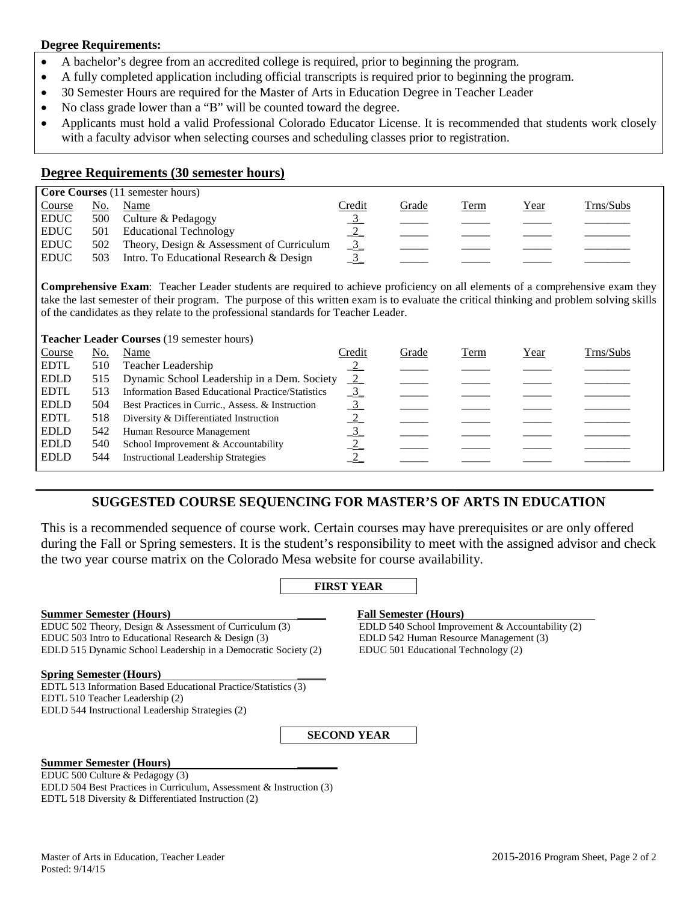**Degree Requirements:**

- A bachelor's degree from an accredited college is required, prior to beginning the program.
- A fully completed application including official transcripts is required prior to beginning the program.
- 30 Semester Hours are required for the Master of Arts in Education Degree in Teacher Leader
- No class grade lower than a "B" will be counted toward the degree.
- Applicants must hold a valid Professional Colorado Educator License. It is recommended that students work closely with a faculty advisor when selecting courses and scheduling classes prior to registration.

## Degree Requirements (30 semester hours)

**Core Courses** (11 semester hours)

| Course | No. | Name | Credit | Grade | Term | Year | Trns/Subs |
|---|---|---|---|---|---|---|---|
| EDUC | 500 | Culture & Pedagogy | 3 | | | | |
| EDUC | 501 | Educational Technology | 2 | | | | |
| EDUC | 502 | Theory, Design & Assessment of Curriculum | 3 | | | | |
| EDUC | 503 | Intro. To Educational Research & Design | 3 | | | | |

**Comprehensive Exam**: Teacher Leader students are required to achieve proficiency on all elements of a comprehensive exam they take the last semester of their program. The purpose of this written exam is to evaluate the critical thinking and problem solving skills of the candidates as they relate to the professional standards for Teacher Leader.

**Teacher Leader Courses** (19 semester hours)

| Course | No. | Name | Credit | Grade | Term | Year | Trns/Subs |
|---|---|---|---|---|---|---|---|
| EDTL | 510 | Teacher Leadership | 2 | | | | |
| EDLD | 515 | Dynamic School Leadership in a Dem. Society | 2 | | | | |
| EDTL | 513 | Information Based Educational Practice/Statistics | 3 | | | | |
| EDLD | 504 | Best Practices in Curric., Assess. & Instruction | 3 | | | | |
| EDTL | 518 | Diversity & Differentiated Instruction | 2 | | | | |
| EDLD | 542 | Human Resource Management | 3 | | | | |
| EDLD | 540 | School Improvement & Accountability | 2 | | | | |
| EDLD | 544 | Instructional Leadership Strategies | 2 | | | | |

## SUGGESTED COURSE SEQUENCING FOR MASTER'S OF ARTS IN EDUCATION

This is a recommended sequence of course work. Certain courses may have prerequisites or are only offered during the Fall or Spring semesters. It is the student's responsibility to meet with the assigned advisor and check the two year course matrix on the Colorado Mesa website for course availability.

### FIRST YEAR

**Summer Semester (Hours)** _____

EDUC 502 Theory, Design & Assessment of Curriculum (3)
EDUC 503 Intro to Educational Research & Design (3)
EDLD 515 Dynamic School Leadership in a Democratic Society (2)

**Fall Semester (Hours)**

EDLD 540 School Improvement & Accountability (2)
EDLD 542 Human Resource Management (3)
EDUC 501 Educational Technology (2)

**Spring Semester (Hours)** _____

EDTL 513 Information Based Educational Practice/Statistics (3)
EDTL 510 Teacher Leadership (2)
EDLD 544 Instructional Leadership Strategies (2)

### SECOND YEAR

**Summer Semester (Hours)** _______

EDUC 500 Culture & Pedagogy (3)
EDLD 504 Best Practices in Curriculum, Assessment & Instruction (3)
EDTL 518 Diversity & Differentiated Instruction (2)

Master of Arts in Education, Teacher Leader
Posted: 9/14/15